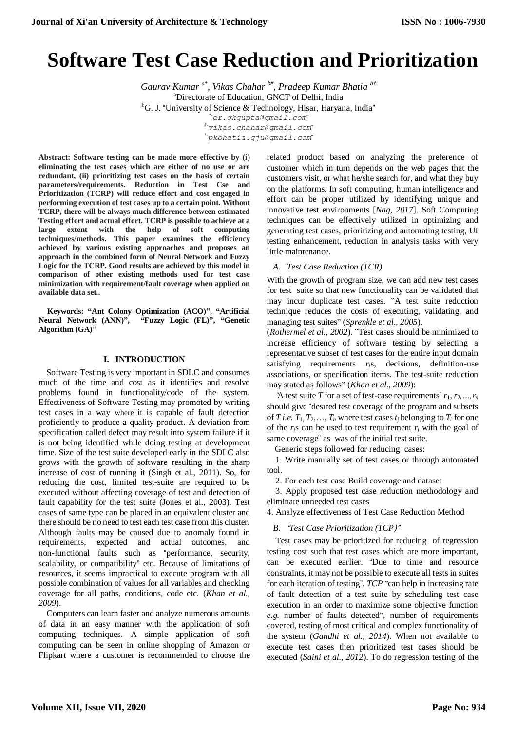# Software Test Case Reduction and Prioritization

*Gaurav Kumar* [a*], *Vikas Chahar* [b#], *Pradeep Kumar Bhatia* [b†]

[a]Directorate of Education, GNCT of Delhi, India

[b]G. J. "University of Science & Technology, Hisar, Haryana, India"

[*]"er.gkgupta@gmail.com"

[#]"vikas.chahar@gmail.com"

[†]"pkbhatia.gju@gmail.com"

**Abstract: Software testing can be made more effective by (i) eliminating the test cases which are either of no use or are redundant, (ii) prioritizing test cases on the basis of certain parameters/requirements. Reduction in Test Cse and Prioritization (TCRP) will reduce effort and cost engaged in performing execution of test cases up to a certain point. Without TCRP, there will be always much difference between estimated Testing effort and actual effort. TCRP is possible to achieve at a large extent with the help of soft computing techniques/methods. This paper examines the efficiency achieved by various existing approaches and proposes an approach in the combined form of Neural Network and Fuzzy Logic for the TCRP. Good results are achieved by this model in comparison of other existing methods used for test case minimization with requirement/fault coverage when applied on available data set..**

**Keywords: "Ant Colony Optimization (ACO)", "Artificial Neural Network (ANN)", "Fuzzy Logic (FL)", "Genetic Algorithm (GA)"**

## I. INTRODUCTION

Software Testing is very important in SDLC and consumes much of the time and cost as it identifies and resolve problems found in functionality/code of the system. Effectiveness of Software Testing may promoted by writing test cases in a way where it is capable of fault detection proficiently to produce a quality product. A deviation from specification called defect may result into system failure if it is not being identified while doing testing at development time. Size of the test suite developed early in the SDLC also grows with the growth of software resulting in the sharp increase of cost of running it (Singh et al., 2011). So, for reducing the cost, limited test-suite are required to be executed without affecting coverage of test and detection of fault capability for the test suite (Jones et al., 2003). Test cases of same type can be placed in an equivalent cluster and there should be no need to test each test case from this cluster. Although faults may be caused due to anomaly found in requirements, expected and actual outcomes, and non-functional faults such as "performance, security, scalability, or compatibility" etc. Because of limitations of resources, it seems impractical to execute program with all possible combination of values for all variables and checking coverage for all paths, conditions, code etc. (*Khan et al., 2009*).

Computers can learn faster and analyze numerous amounts of data in an easy manner with the application of soft computing techniques. A simple application of soft computing can be seen in online shopping of Amazon or Flipkart where a customer is recommended to choose the related product based on analyzing the preference of customer which in turn depends on the web pages that the customers visit, or what he/she search for, and what they buy on the platforms. In soft computing, human intelligence and effort can be proper utilized by identifying unique and innovative test environments [*Nag, 2017*]. Soft Computing techniques can be effectively utilized in optimizing and generating test cases, prioritizing and automating testing, UI testing enhancement, reduction in analysis tasks with very little maintenance.

### *A. Test Case Reduction (TCR)*

With the growth of program size, we can add new test cases for test suite so that new functionality can be validated that may incur duplicate test cases. "A test suite reduction technique reduces the costs of executing, validating, and managing test suites" (*Sprenkle et al., 2005*).

(*Rothermel et al., 2002*). "Test cases should be minimized to increase efficiency of software testing by selecting a representative subset of test cases for the entire input domain satisfying requirements $r_i$s, decisions, definition-use associations, or specification items. The test-suite reduction may stated as follows" (*Khan et al., 2009*):

"A test suite $T$ for a set of test-case requirements" $r_1, r_2, ..., r_n$ should give "desired test coverage of the program and subsets of $T$ *i.e.* $T_1, T_2, \ldots, T_n$ where test cases $t_j$ belonging to $T_i$ for one of the $r_i$s can be used to test requirement $r_i$ with the goal of same coverage" as was of the initial test suite.

Generic steps followed for reducing cases:

1. Write manually set of test cases or through automated tool.
2. For each test case Build coverage and dataset
3. Apply proposed test case reduction methodology and eliminate unneeded test cases
4. Analyze effectiveness of Test Case Reduction Method

### *B. "Test Case Prioritization (TCP)"*

Test cases may be prioritized for reducing of regression testing cost such that test cases which are more important, can be executed earlier. "Due to time and resource constraints, it may not be possible to execute all tests in suites for each iteration of testing". *TCP* "can help in increasing rate of fault detection of a test suite by scheduling test case execution in an order to maximize some objective function *e.g.* number of faults detected", number of requirements covered, testing of most critical and complex functionality of the system (*Gandhi et al., 2014*). When not available to execute test cases then prioritized test cases should be executed (*Saini et al., 2012*). To do regression testing of the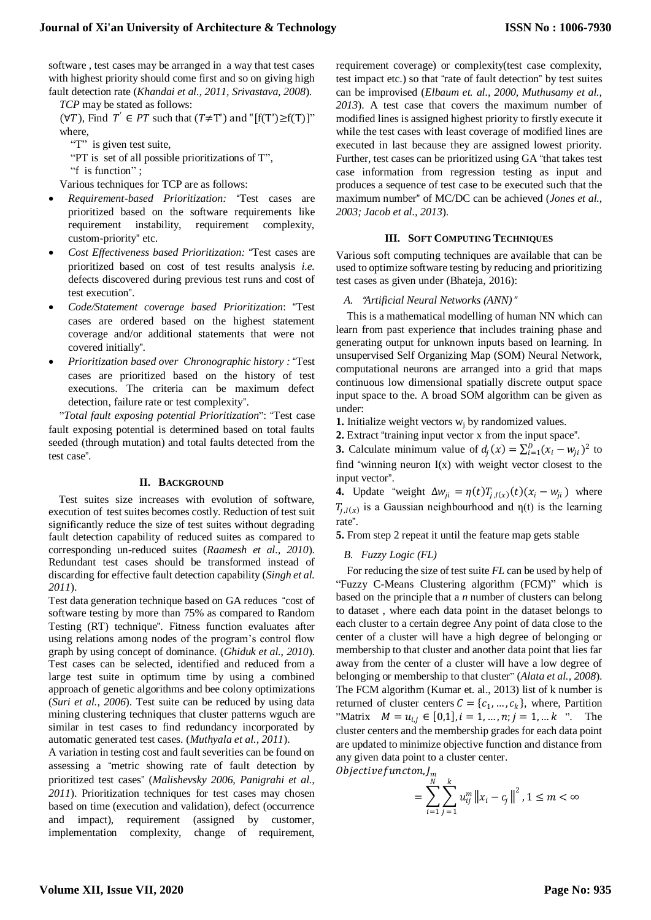software , test cases may be arranged in a way that test cases with highest priority should come first and so on giving high fault detection rate (*Khandai et al., 2011, Srivastava, 2008*).

*TCP* may be stated as follows:

($\forall T$), Find $T' \in PT$ such that ($T \neq$T') and "[f(T')≥f(T)]" where,

"T" is given test suite,

"PT is set of all possible prioritizations of T",

"f is function" ;

Various techniques for TCP are as follows:

- *Requirement-based Prioritization:* "Test cases are prioritized based on the software requirements like requirement instability, requirement complexity, custom-priority" etc.
- *Cost Effectiveness based Prioritization:* "Test cases are prioritized based on cost of test results analysis *i.e.* defects discovered during previous test runs and cost of test execution".
- *Code/Statement coverage based Prioritization*: "Test cases are ordered based on the highest statement coverage and/or additional statements that were not covered initially".
- *Prioritization based over Chronographic history :* "Test cases are prioritized based on the history of test executions. The criteria can be maximum defect detection, failure rate or test complexity".

"*Total fault exposing potential Prioritization*": "Test case fault exposing potential is determined based on total faults seeded (through mutation) and total faults detected from the test case".

## II. Background

Test suites size increases with evolution of software, execution of test suites becomes costly. Reduction of test suit significantly reduce the size of test suites without degrading fault detection capability of reduced suites as compared to corresponding un-reduced suites (*Raamesh et al., 2010*). Redundant test cases should be transformed instead of discarding for effective fault detection capability (*Singh et al. 2011*).

Test data generation technique based on GA reduces "cost of software testing by more than 75% as compared to Random Testing (RT) technique". Fitness function evaluates after using relations among nodes of the program's control flow graph by using concept of dominance. (*Ghiduk et al., 2010*). Test cases can be selected, identified and reduced from a large test suite in optimum time by using a combined approach of genetic algorithms and bee colony optimizations (*Suri et al., 2006*). Test suite can be reduced by using data mining clustering techniques that cluster patterns wguch are similar in test cases to find redundancy incorporated by automatic generated test cases. (*Muthyala et al., 2011*).

A variation in testing cost and fault severities can be found on assessing a "metric showing rate of fault detection by prioritized test cases" (*Malishevsky 2006, Panigrahi et al., 2011*). Prioritization techniques for test cases may chosen based on time (execution and validation), defect (occurrence and impact), requirement (assigned by customer, implementation complexity, change of requirement, requirement coverage) or complexity(test case complexity, test impact etc.) so that "rate of fault detection" by test suites can be improvised (*Elbaum et. al., 2000, Muthusamy et al., 2013*). A test case that covers the maximum number of modified lines is assigned highest priority to firstly execute it while the test cases with least coverage of modified lines are executed in last because they are assigned lowest priority. Further, test cases can be prioritized using GA "that takes test case information from regression testing as input and produces a sequence of test case to be executed such that the maximum number" of MC/DC can be achieved (*Jones et al., 2003; Jacob et al., 2013*).

## III. Soft Computing Techniques

Various soft computing techniques are available that can be used to optimize software testing by reducing and prioritizing test cases as given under (Bhateja, 2016):

### A. "Artificial Neural Networks (ANN)"

This is a mathematical modelling of human NN which can learn from past experience that includes training phase and generating output for unknown inputs based on learning. In unsupervised Self Organizing Map (SOM) Neural Network, computational neurons are arranged into a grid that maps continuous low dimensional spatially discrete output space input space to the. A broad SOM algorithm can be given as under:

**1.** Initialize weight vectors $w_j$ by randomized values.

**2.** Extract "training input vector x from the input space".

**3.** Calculate minimum value of $d_j(x) = \sum_{i=1}^{D}(x_i - w_{ji})^2$ to find "winning neuron I(x) with weight vector closest to the input vector".

**4.** Update "weight $\Delta w_{ji} = \eta(t)T_{j,I(x)}(t)(x_i - w_{ji})$ where $T_{j,I(x)}$ is a Gaussian neighbourhood and η(t) is the learning rate".

**5.** From step 2 repeat it until the feature map gets stable

### B. Fuzzy Logic (FL)

For reducing the size of test suite *FL* can be used by help of "Fuzzy C-Means Clustering algorithm (FCM)" which is based on the principle that a *n* number of clusters can belong to dataset , where each data point in the dataset belongs to each cluster to a certain degree Any point of data close to the center of a cluster will have a high degree of belonging or membership to that cluster and another data point that lies far away from the center of a cluster will have a low degree of belonging or membership to that cluster" (*Alata et al., 2008*). The FCM algorithm (Kumar et. al., 2013) list of k number is returned of cluster centers $C = \{c_1, \ldots, c_k\}$, where, Partition "Matrix $M = u_{i,j} \in [0,1], i = 1, \ldots, n; j = 1, \ldots k$ ". The cluster centers and the membership grades for each data point are updated to minimize objective function and distance from any given data point to a cluster center.

$Objective funcion, J_m$

$$= \sum_{i=1}^{N}\sum_{j=1}^{k} u_{ij}^m \left\|x_i - c_j\right\|^2, 1 \leq m < \infty$$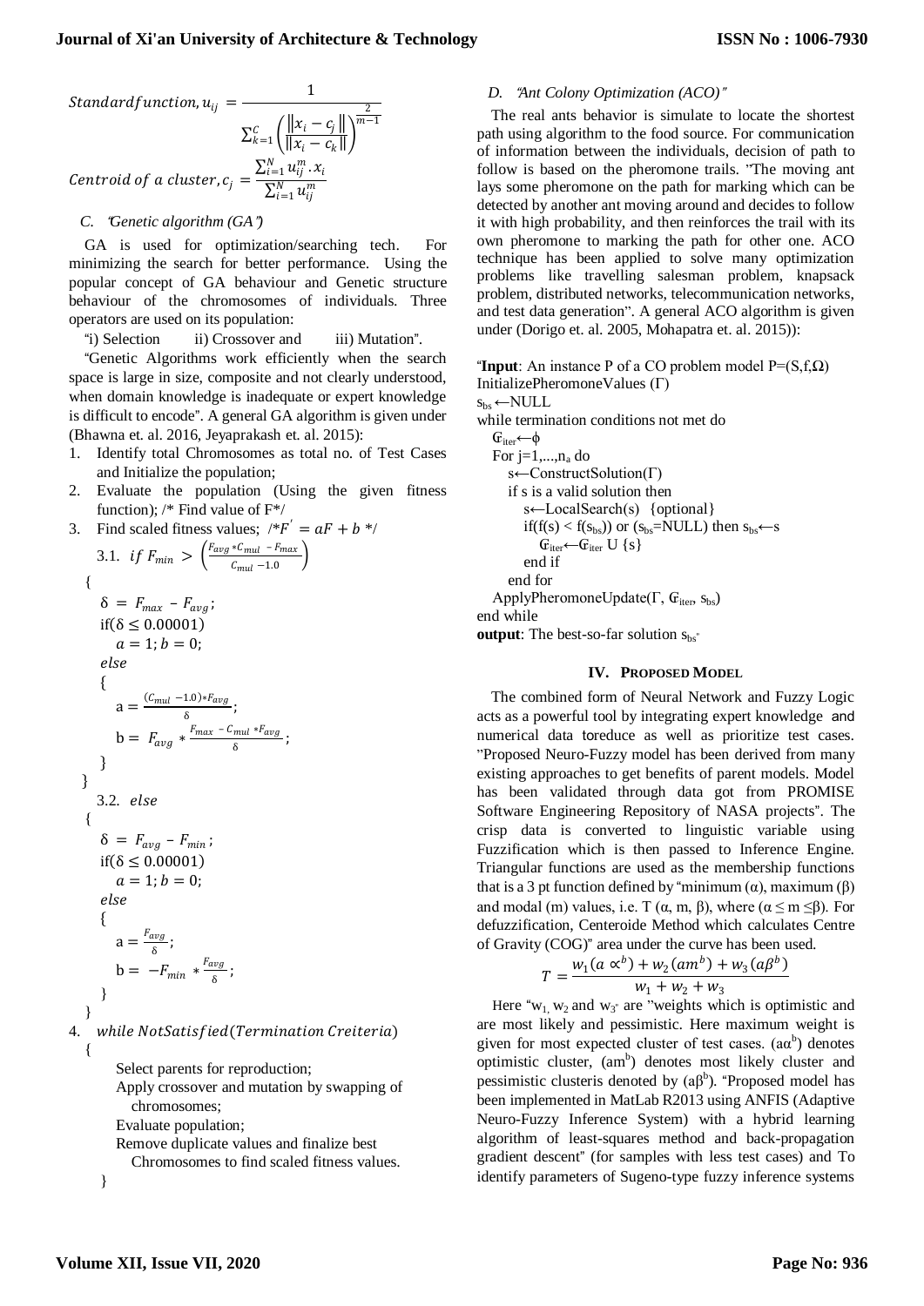$$Standard function, u_{ij} = \frac{1}{\sum_{k=1}^{C}\left(\frac{\|x_i - c_j\|}{\|x_i - c_k\|}\right)^{\frac{2}{m-1}}}$$

$$Centroid\ of\ a\ cluster, c_j = \frac{\sum_{i=1}^{N} u_{ij}^{m} . x_i}{\sum_{i=1}^{N} u_{ij}^{m}}$$

### C. "Genetic algorithm (GA")

GA is used for optimization/searching tech. For minimizing the search for better performance. Using the popular concept of GA behaviour and Genetic structure behaviour of the chromosomes of individuals. Three operators are used on its population:

"i) Selection ii) Crossover and iii) Mutation".

"Genetic Algorithms work efficiently when the search space is large in size, composite and not clearly understood, when domain knowledge is inadequate or expert knowledge is difficult to encode". A general GA algorithm is given under (Bhawna et. al. 2016, Jeyaprakash et. al. 2015):

1. Identify total Chromosomes as total no. of Test Cases and Initialize the population;
2. Evaluate the population (Using the given fitness function); /* Find value of F*/
3. Find scaled fitness values; /*$F' = aF + b$ */

3.1. $if\ F_{min} > \left(\frac{F_{avg} * C_{mul} - F_{max}}{C_{mul} - 1.0}\right)$

```
{
   δ = F_max – F_avg;
   if(δ ≤ 0.00001)
      a = 1; b = 0;
   else
   {
      a = ((C_mul − 1.0) * F_avg) / δ;
      b = F_avg * (F_max − C_mul * F_avg) / δ;
   }
}
```

3.2. $else$

```
{
   δ = F_avg – F_min;
   if(δ ≤ 0.00001)
      a = 1; b = 0;
   else
   {
      a = F_avg / δ;
      b = −F_min * F_avg / δ;
   }
}
```

4. $while\ NotSatisfied(Termination\ Creiteria)$

```
{
    Select parents for reproduction;
    Apply crossover and mutation by swapping of chromosomes;
    Evaluate population;
    Remove duplicate values and finalize best Chromosomes to find scaled fitness values.
}
```

### D. "Ant Colony Optimization (ACO)"

The real ants behavior is simulate to locate the shortest path using algorithm to the food source. For communication of information between the individuals, decision of path to follow is based on the pheromone trails. "The moving ant lays some pheromone on the path for marking which can be detected by another ant moving around and decides to follow it with high probability, and then reinforces the trail with its own pheromone to marking the path for other one. ACO technique has been applied to solve many optimization problems like travelling salesman problem, knapsack problem, distributed networks, telecommunication networks, and test data generation". A general ACO algorithm is given under (Dorigo et. al. 2005, Mohapatra et. al. 2015)):

"**Input**: An instance P of a CO problem model P=(S,f,Ω)
InitializePheromoneValues (Γ)
$s_{bs}$ ←NULL
while termination conditions not met do
  $G_{iter}$←ϕ
  For j=1,...,$n_a$ do
    s←ConstructSolution(Γ)
    if s is a valid solution then
      s←LocalSearch(s) {optional}
      if(f(s) < f($s_{bs}$)) or ($s_{bs}$=NULL) then $s_{bs}$←s
        $G_{iter}$←$G_{iter}$ U {s}
      end if
    end for
  ApplyPheromoneUpdate(Γ, $G_{iter}$, $s_{bs}$)
end while
**output**: The best-so-far solution $s_{bs}$"

## IV. PROPOSED MODEL

The combined form of Neural Network and Fuzzy Logic acts as a powerful tool by integrating expert knowledge and numerical data toreduce as well as prioritize test cases. "Proposed Neuro-Fuzzy model has been derived from many existing approaches to get benefits of parent models. Model has been validated through data got from PROMISE Software Engineering Repository of NASA projects". The crisp data is converted to linguistic variable using Fuzzification which is then passed to Inference Engine. Triangular functions are used as the membership functions that is a 3 pt function defined by "minimum (α), maximum (β) and modal (m) values, i.e. T (α, m, β), where (α ≤ m ≤β). For defuzzification, Centeroide Method which calculates Centre of Gravity (COG)" area under the curve has been used.

$$T = \frac{w_1(a \propto^b) + w_2(am^b) + w_3(a\beta^b)}{w_1 + w_2 + w_3}$$

Here "$w_1$, $w_2$ and $w_3$" are "weights which is optimistic and are most likely and pessimistic. Here maximum weight is given for most expected cluster of test cases. ($a\alpha^b$) denotes optimistic cluster, ($am^b$) denotes most likely cluster and pessimistic clusteris denoted by ($a\beta^b$). "Proposed model has been implemented in MatLab R2013 using ANFIS (Adaptive Neuro-Fuzzy Inference System) with a hybrid learning algorithm of least-squares method and back-propagation gradient descent" (for samples with less test cases) and To identify parameters of Sugeno-type fuzzy inference systems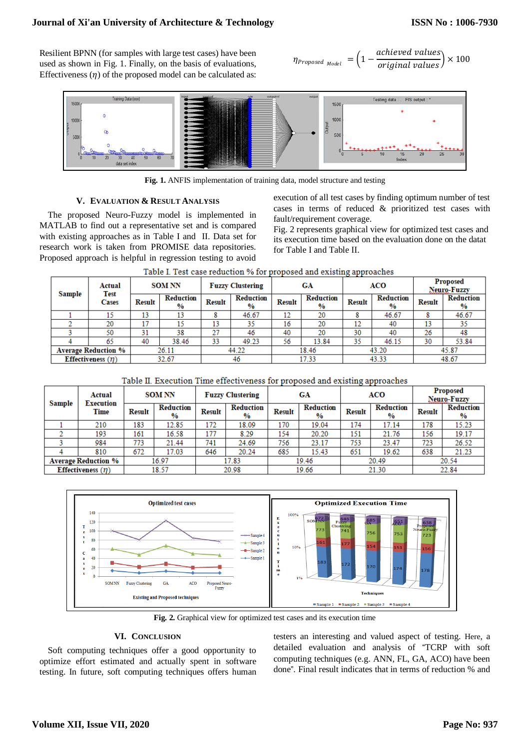Resilient BPNN (for samples with large test cases) have been used as shown in Fig. 1. Finally, on the basis of evaluations, Effectiveness ($\eta$) of the proposed model can be calculated as:

$$\eta_{Proposed\ Model} = \left(1 - \frac{achieved\ values}{original\ values}\right) \times 100$$

**Fig. 1.** ANFIS implementation of training data, model structure and testing

## V. Evaluation & Result Analysis

The proposed Neuro-Fuzzy model is implemented in MATLAB to find out a representative set and is compared with existing approaches as in Table I and II. Data set for research work is taken from PROMISE data repositories. Proposed approach is helpful in regression testing to avoid execution of all test cases by finding optimum number of test cases in terms of reduced & prioritized test cases with fault/requirement coverage.

Fig. 2 represents graphical view for optimized test cases and its execution time based on the evaluation done on the datat for Table I and Table II.

Table I. Test case reduction % for proposed and existing approaches

| Sample | Actual Test Cases | SOM NN | | Fuzzy Clustering | | GA | | ACO | | Proposed Neuro-Fuzzy | |
|---|---|---|---|---|---|---|---|---|---|---|---|
| | | Result | Reduction % | Result | Reduction % | Result | Reduction % | Result | Reduction % | Result | Reduction % |
| 1 | 15 | 13 | 13 | 8 | 46.67 | 12 | 20 | 8 | 46.67 | 8 | 46.67 |
| 2 | 20 | 17 | 15 | 13 | 35 | 16 | 20 | 12 | 40 | 13 | 35 |
| 3 | 50 | 31 | 38 | 27 | 46 | 40 | 20 | 30 | 40 | 26 | 48 |
| 4 | 65 | 40 | 38.46 | 33 | 49.23 | 56 | 13.84 | 35 | 46.15 | 30 | 53.84 |
| Average Reduction % | | 26.11 | | 44.22 | | 18.46 | | 43.20 | | 45.87 | |
| Effectiveness ($\eta$) | | 32.67 | | 46 | | 17.33 | | 43.33 | | 48.67 | |

Table II. Execution Time effectiveness for proposed and existing approaches

| Sample | Actual Execution Time | SOM NN | | Fuzzy Clustering | | GA | | ACO | | Proposed Neuro-Fuzzy | |
|---|---|---|---|---|---|---|---|---|---|---|---|
| | | Result | Reduction % | Result | Reduction % | Result | Reduction % | Result | Reduction % | Result | Reduction % |
| 1 | 210 | 183 | 12.85 | 172 | 18.09 | 170 | 19.04 | 174 | 17.14 | 178 | 15.23 |
| 2 | 193 | 161 | 16.58 | 177 | 8.29 | 154 | 20.20 | 151 | 21.76 | 156 | 19.17 |
| 3 | 984 | 773 | 21.44 | 741 | 24.69 | 756 | 23.17 | 753 | 23.47 | 723 | 26.52 |
| 4 | 810 | 672 | 17.03 | 646 | 20.24 | 685 | 15.43 | 651 | 19.62 | 638 | 21.23 |
| Average Reduction % | | 16.97 | | 17.83 | | 19.46 | | 20.49 | | 20.54 | |
| Effectiveness ($\eta$) | | 18.57 | | 20.98 | | 19.66 | | 21.30 | | 22.84 | |

**Fig. 2.** Graphical view for optimized test cases and its execution time

## VI. Conclusion

Soft computing techniques offer a good opportunity to optimize effort estimated and actually spent in software testing. In future, soft computing techniques offers human testers an interesting and valued aspect of testing. Here, a detailed evaluation and analysis of "TCRP with soft computing techniques (e.g. ANN, FL, GA, ACO) have been done". Final result indicates that in terms of reduction % and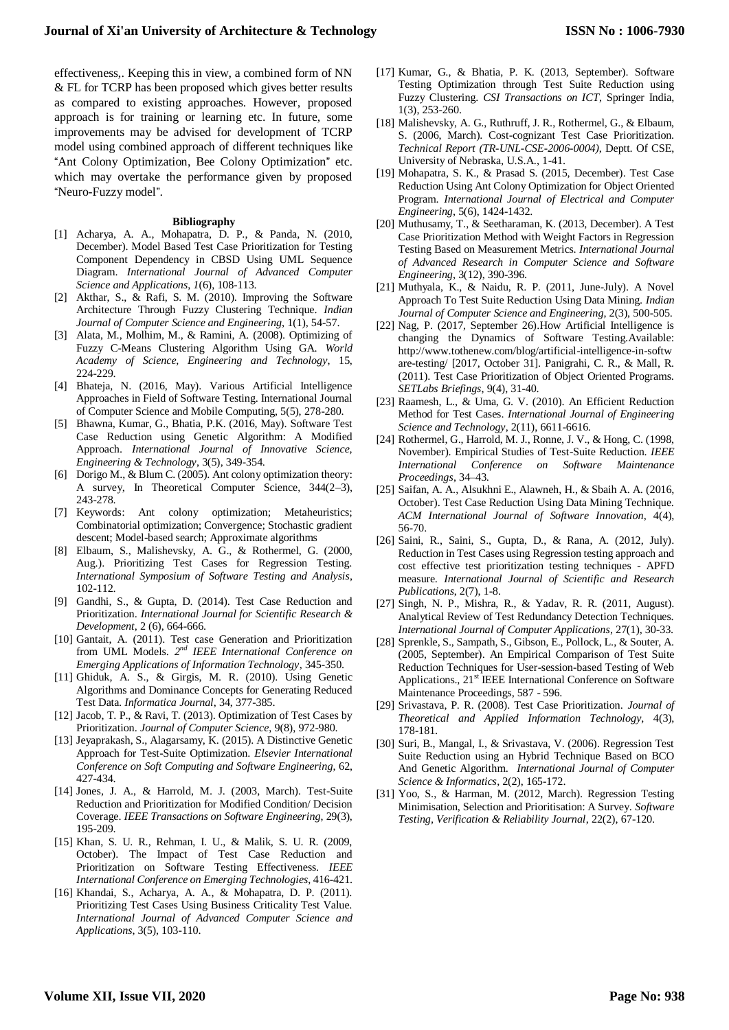effectiveness,. Keeping this in view, a combined form of NN & FL for TCRP has been proposed which gives better results as compared to existing approaches. However, proposed approach is for training or learning etc. In future, some improvements may be advised for development of TCRP model using combined approach of different techniques like "Ant Colony Optimization, Bee Colony Optimization" etc. which may overtake the performance given by proposed "Neuro-Fuzzy model".

#### Bibliography

[1] Acharya, A. A., Mohapatra, D. P., & Panda, N. (2010, December). Model Based Test Case Prioritization for Testing Component Dependency in CBSD Using UML Sequence Diagram. *International Journal of Advanced Computer Science and Applications*, *1*(6), 108-113.

[2] Akthar, S., & Rafi, S. M. (2010). Improving the Software Architecture Through Fuzzy Clustering Technique. *Indian Journal of Computer Science and Engineering*, 1(1), 54-57.

[3] Alata, M., Molhim, M., & Ramini, A. (2008). Optimizing of Fuzzy C-Means Clustering Algorithm Using GA. *World Academy of Science, Engineering and Technology*, 15, 224-229.

[4] Bhateja, N. (2016, May). Various Artificial Intelligence Approaches in Field of Software Testing. International Journal of Computer Science and Mobile Computing, 5(5), 278-280.

[5] Bhawna, Kumar, G., Bhatia, P.K. (2016, May). Software Test Case Reduction using Genetic Algorithm: A Modified Approach. *International Journal of Innovative Science, Engineering & Technology*, 3(5), 349-354.

[6] Dorigo M., & Blum C. (2005). Ant colony optimization theory: A survey, In Theoretical Computer Science, 344(2–3), 243-278.

[7] Keywords: Ant colony optimization; Metaheuristics; Combinatorial optimization; Convergence; Stochastic gradient descent; Model-based search; Approximate algorithms

[8] Elbaum, S., Malishevsky, A. G., & Rothermel, G. (2000, Aug.). Prioritizing Test Cases for Regression Testing. *International Symposium of Software Testing and Analysis*, 102-112.

[9] Gandhi, S., & Gupta, D. (2014). Test Case Reduction and Prioritization. *International Journal for Scientific Research & Development*, 2 (6), 664-666.

[10] Gantait, A. (2011). Test case Generation and Prioritization from UML Models. *2nd IEEE International Conference on Emerging Applications of Information Technology*, 345-350.

[11] Ghiduk, A. S., & Girgis, M. R. (2010). Using Genetic Algorithms and Dominance Concepts for Generating Reduced Test Data. *Informatica Journal*, 34, 377-385.

[12] Jacob, T. P., & Ravi, T. (2013). Optimization of Test Cases by Prioritization. *Journal of Computer Science*, 9(8), 972-980.

[13] Jeyaprakash, S., Alagarsamy, K. (2015). A Distinctive Genetic Approach for Test-Suite Optimization. *Elsevier International Conference on Soft Computing and Software Engineering*, 62, 427-434.

[14] Jones, J. A., & Harrold, M. J. (2003, March). Test-Suite Reduction and Prioritization for Modified Condition/ Decision Coverage. *IEEE Transactions on Software Engineering*, 29(3), 195-209.

[15] Khan, S. U. R., Rehman, I. U., & Malik, S. U. R. (2009, October). The Impact of Test Case Reduction and Prioritization on Software Testing Effectiveness. *IEEE International Conference on Emerging Technologies*, 416-421.

[16] Khandai, S., Acharya, A. A., & Mohapatra, D. P. (2011). Prioritizing Test Cases Using Business Criticality Test Value. *International Journal of Advanced Computer Science and Applications*, 3(5), 103-110.

[17] Kumar, G., & Bhatia, P. K. (2013, September). Software Testing Optimization through Test Suite Reduction using Fuzzy Clustering. *CSI Transactions on ICT*, Springer India, 1(3), 253-260.

[18] Malishevsky, A. G., Ruthruff, J. R., Rothermel, G., & Elbaum, S. (2006, March). Cost-cognizant Test Case Prioritization. *Technical Report (TR-UNL-CSE-2006-0004)*, Deptt. Of CSE, University of Nebraska, U.S.A., 1-41.

[19] Mohapatra, S. K., & Prasad S. (2015, December). Test Case Reduction Using Ant Colony Optimization for Object Oriented Program. *International Journal of Electrical and Computer Engineering*, 5(6), 1424-1432.

[20] Muthusamy, T., & Seetharaman, K. (2013, December). A Test Case Prioritization Method with Weight Factors in Regression Testing Based on Measurement Metrics. *International Journal of Advanced Research in Computer Science and Software Engineering*, 3(12), 390-396.

[21] Muthyala, K., & Naidu, R. P. (2011, June-July). A Novel Approach To Test Suite Reduction Using Data Mining. *Indian Journal of Computer Science and Engineering*, 2(3), 500-505.

[22] Nag, P. (2017, September 26).How Artificial Intelligence is changing the Dynamics of Software Testing.Available: http://www.tothenew.com/blog/artificial-intelligence-in-software-testing/ [2017, October 31]. Panigrahi, C. R., & Mall, R. (2011). Test Case Prioritization of Object Oriented Programs. *SETLabs Briefings*, 9(4), 31-40.

[23] Raamesh, L., & Uma, G. V. (2010). An Efficient Reduction Method for Test Cases. *International Journal of Engineering Science and Technology*, 2(11), 6611-6616.

[24] Rothermel, G., Harrold, M. J., Ronne, J. V., & Hong, C. (1998, November). Empirical Studies of Test-Suite Reduction. *IEEE International Conference on Software Maintenance Proceedings*, 34–43.

[25] Saifan, A. A., Alsukhni E., Alawneh, H., & Sbaih A. A. (2016, October). Test Case Reduction Using Data Mining Technique. *ACM International Journal of Software Innovation*, 4(4), 56-70.

[26] Saini, R., Saini, S., Gupta, D., & Rana, A. (2012, July). Reduction in Test Cases using Regression testing approach and cost effective test prioritization testing techniques - APFD measure. *International Journal of Scientific and Research Publications*, 2(7), 1-8.

[27] Singh, N. P., Mishra, R., & Yadav, R. R. (2011, August). Analytical Review of Test Redundancy Detection Techniques. *International Journal of Computer Applications*, 27(1), 30-33.

[28] Sprenkle, S., Sampath, S., Gibson, E., Pollock, L., & Souter, A. (2005, September). An Empirical Comparison of Test Suite Reduction Techniques for User-session-based Testing of Web Applications., 21st IEEE International Conference on Software Maintenance Proceedings, 587 - 596.

[29] Srivastava, P. R. (2008). Test Case Prioritization. *Journal of Theoretical and Applied Information Technology*, 4(3), 178-181.

[30] Suri, B., Mangal, I., & Srivastava, V. (2006). Regression Test Suite Reduction using an Hybrid Technique Based on BCO And Genetic Algorithm. *International Journal of Computer Science & Informatics*, 2(2), 165-172.

[31] Yoo, S., & Harman, M. (2012, March). Regression Testing Minimisation, Selection and Prioritisation: A Survey. *Software Testing, Verification & Reliability Journal*, 22(2), 67-120.